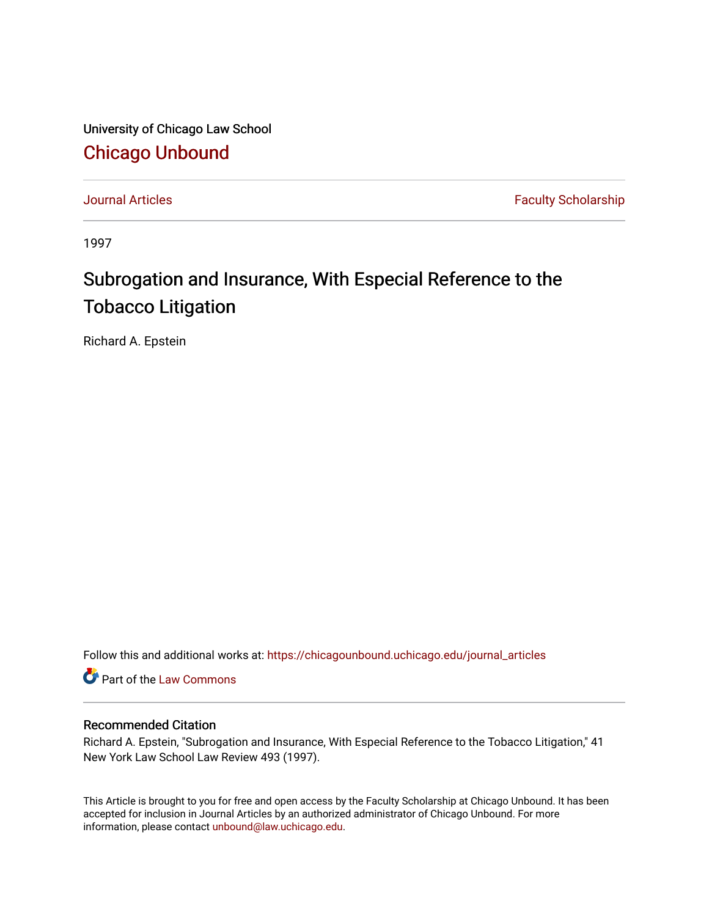University of Chicago Law School

## Chicago Unbound

Journal Articles | Faculty Scholarship

1997

# Subrogation and Insurance, With Especial Reference to the Tobacco Litigation

Richard A. Epstein

Follow this and additional works at: https://chicagounbound.uchicago.edu/journal_articles

Part of the Law Commons

### Recommended Citation

Richard A. Epstein, "Subrogation and Insurance, With Especial Reference to the Tobacco Litigation," 41 New York Law School Law Review 493 (1997).

This Article is brought to you for free and open access by the Faculty Scholarship at Chicago Unbound. It has been accepted for inclusion in Journal Articles by an authorized administrator of Chicago Unbound. For more information, please contact unbound@law.uchicago.edu.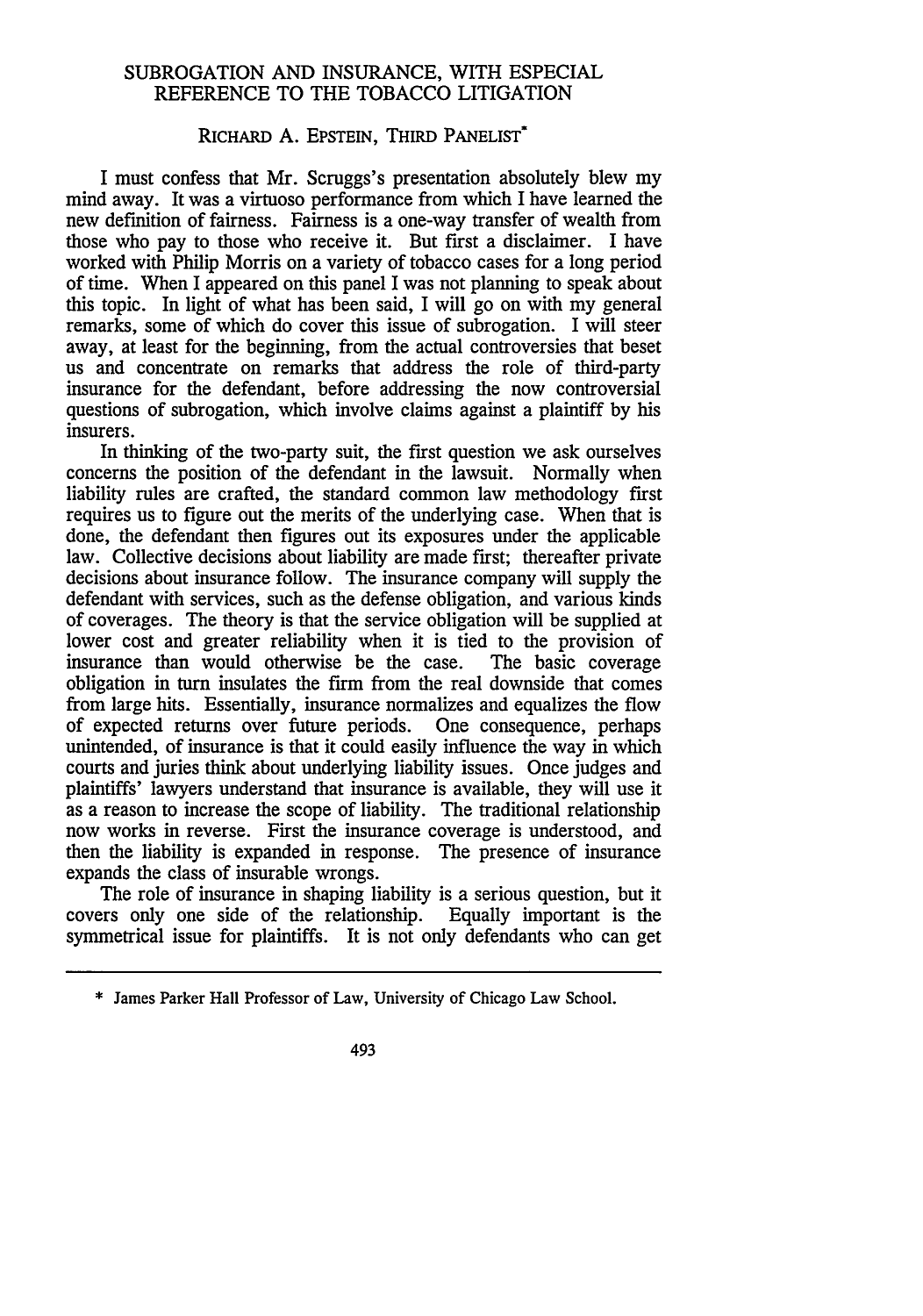# SUBROGATION AND INSURANCE, WITH ESPECIAL REFERENCE TO THE TOBACCO LITIGATION

## RICHARD A. EPSTEIN, THIRD PANELIST*

I must confess that Mr. Scruggs's presentation absolutely blew my mind away. It was a virtuoso performance from which I have learned the new definition of fairness. Fairness is a one-way transfer of wealth from those who pay to those who receive it. But first a disclaimer. I have worked with Philip Morris on a variety of tobacco cases for a long period of time. When I appeared on this panel I was not planning to speak about this topic. In light of what has been said, I will go on with my general remarks, some of which do cover this issue of subrogation. I will steer away, at least for the beginning, from the actual controversies that beset us and concentrate on remarks that address the role of third-party insurance for the defendant, before addressing the now controversial questions of subrogation, which involve claims against a plaintiff by his insurers.

In thinking of the two-party suit, the first question we ask ourselves concerns the position of the defendant in the lawsuit. Normally when liability rules are crafted, the standard common law methodology first requires us to figure out the merits of the underlying case. When that is done, the defendant then figures out its exposures under the applicable law. Collective decisions about liability are made first; thereafter private decisions about insurance follow. The insurance company will supply the defendant with services, such as the defense obligation, and various kinds of coverages. The theory is that the service obligation will be supplied at lower cost and greater reliability when it is tied to the provision of insurance than would otherwise be the case. The basic coverage obligation in turn insulates the firm from the real downside that comes from large hits. Essentially, insurance normalizes and equalizes the flow of expected returns over future periods. One consequence, perhaps unintended, of insurance is that it could easily influence the way in which courts and juries think about underlying liability issues. Once judges and plaintiffs' lawyers understand that insurance is available, they will use it as a reason to increase the scope of liability. The traditional relationship now works in reverse. First the insurance coverage is understood, and then the liability is expanded in response. The presence of insurance expands the class of insurable wrongs.

The role of insurance in shaping liability is a serious question, but it covers only one side of the relationship. Equally important is the symmetrical issue for plaintiffs. It is not only defendants who can get

---

* James Parker Hall Professor of Law, University of Chicago Law School.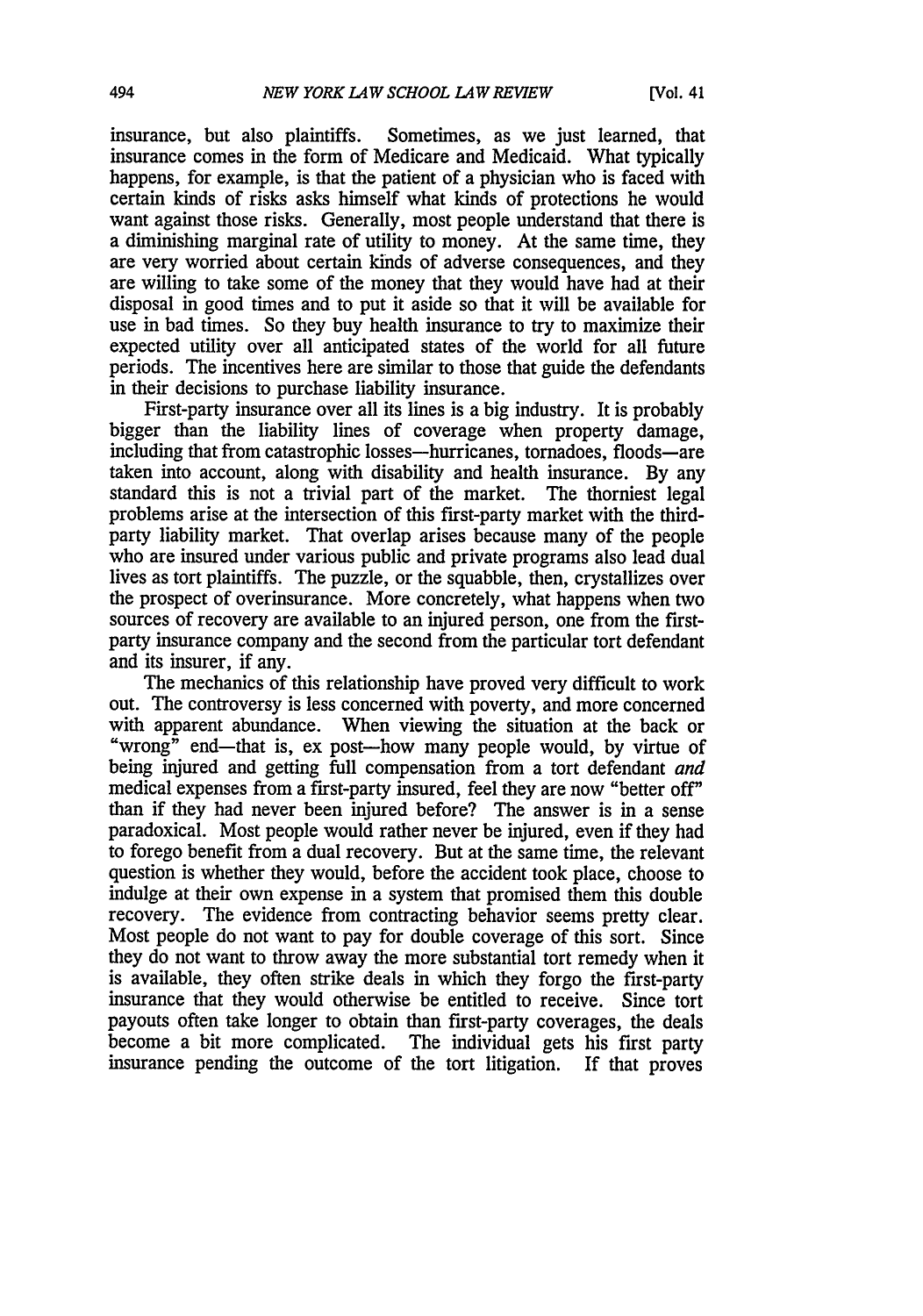insurance, but also plaintiffs. Sometimes, as we just learned, that insurance comes in the form of Medicare and Medicaid. What typically happens, for example, is that the patient of a physician who is faced with certain kinds of risks asks himself what kinds of protections he would want against those risks. Generally, most people understand that there is a diminishing marginal rate of utility to money. At the same time, they are very worried about certain kinds of adverse consequences, and they are willing to take some of the money that they would have had at their disposal in good times and to put it aside so that it will be available for use in bad times. So they buy health insurance to try to maximize their expected utility over all anticipated states of the world for all future periods. The incentives here are similar to those that guide the defendants in their decisions to purchase liability insurance.

First-party insurance over all its lines is a big industry. It is probably bigger than the liability lines of coverage when property damage, including that from catastrophic losses—hurricanes, tornadoes, floods—are taken into account, along with disability and health insurance. By any standard this is not a trivial part of the market. The thorniest legal problems arise at the intersection of this first-party market with the third-party liability market. That overlap arises because many of the people who are insured under various public and private programs also lead dual lives as tort plaintiffs. The puzzle, or the squabble, then, crystallizes over the prospect of overinsurance. More concretely, what happens when two sources of recovery are available to an injured person, one from the first-party insurance company and the second from the particular tort defendant and its insurer, if any.

The mechanics of this relationship have proved very difficult to work out. The controversy is less concerned with poverty, and more concerned with apparent abundance. When viewing the situation at the back or "wrong" end—that is, ex post—how many people would, by virtue of being injured and getting full compensation from a tort defendant *and* medical expenses from a first-party insured, feel they are now "better off" than if they had never been injured before? The answer is in a sense paradoxical. Most people would rather never be injured, even if they had to forego benefit from a dual recovery. But at the same time, the relevant question is whether they would, before the accident took place, choose to indulge at their own expense in a system that promised them this double recovery. The evidence from contracting behavior seems pretty clear. Most people do not want to pay for double coverage of this sort. Since they do not want to throw away the more substantial tort remedy when it is available, they often strike deals in which they forgo the first-party insurance that they would otherwise be entitled to receive. Since tort payouts often take longer to obtain than first-party coverages, the deals become a bit more complicated. The individual gets his first party insurance pending the outcome of the tort litigation. If that proves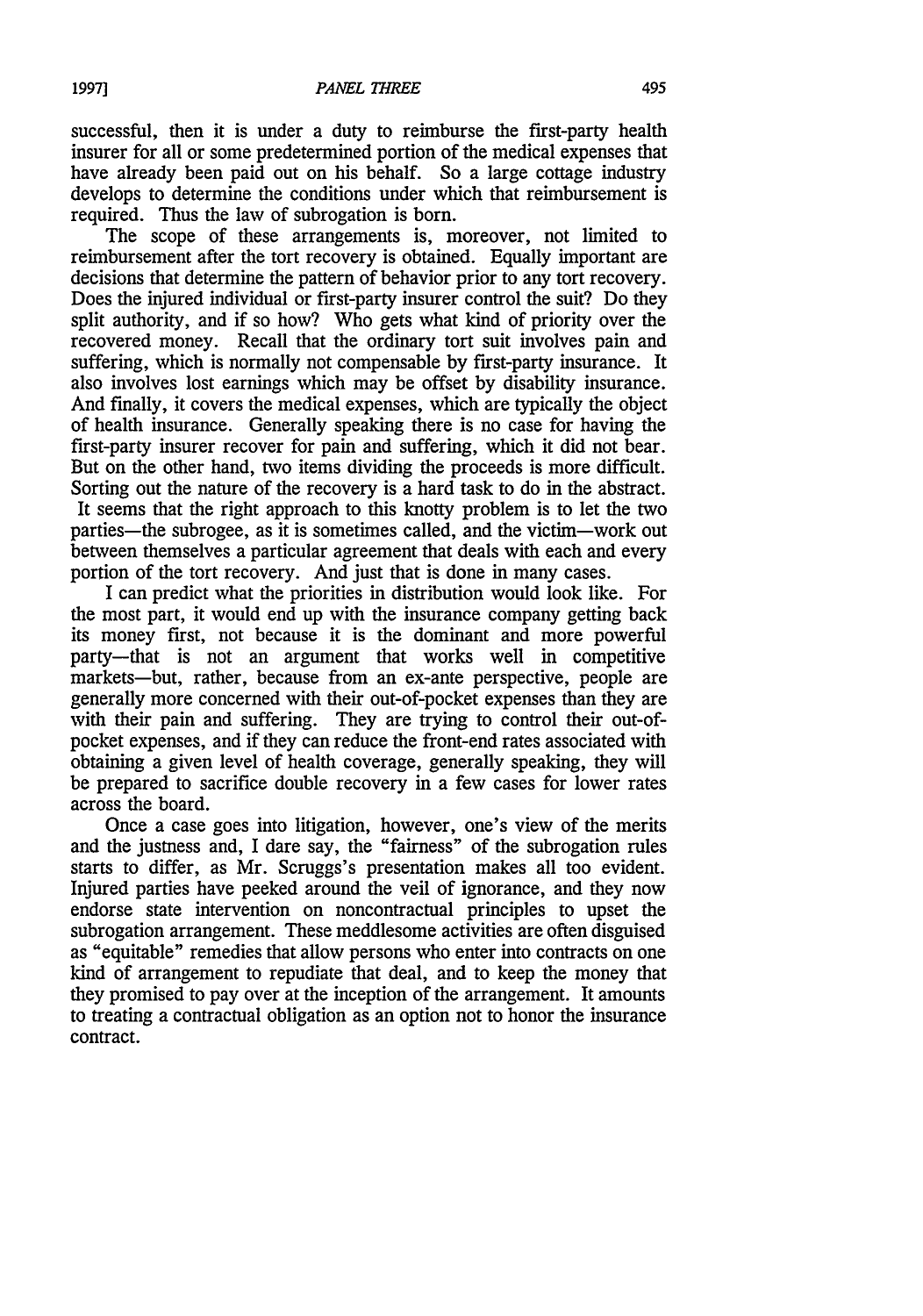successful, then it is under a duty to reimburse the first-party health insurer for all or some predetermined portion of the medical expenses that have already been paid out on his behalf. So a large cottage industry develops to determine the conditions under which that reimbursement is required. Thus the law of subrogation is born.

The scope of these arrangements is, moreover, not limited to reimbursement after the tort recovery is obtained. Equally important are decisions that determine the pattern of behavior prior to any tort recovery. Does the injured individual or first-party insurer control the suit? Do they split authority, and if so how? Who gets what kind of priority over the recovered money. Recall that the ordinary tort suit involves pain and suffering, which is normally not compensable by first-party insurance. It also involves lost earnings which may be offset by disability insurance. And finally, it covers the medical expenses, which are typically the object of health insurance. Generally speaking there is no case for having the first-party insurer recover for pain and suffering, which it did not bear. But on the other hand, two items dividing the proceeds is more difficult. Sorting out the nature of the recovery is a hard task to do in the abstract. It seems that the right approach to this knotty problem is to let the two parties—the subrogee, as it is sometimes called, and the victim—work out between themselves a particular agreement that deals with each and every portion of the tort recovery. And just that is done in many cases.

I can predict what the priorities in distribution would look like. For the most part, it would end up with the insurance company getting back its money first, not because it is the dominant and more powerful party—that is not an argument that works well in competitive markets—but, rather, because from an ex-ante perspective, people are generally more concerned with their out-of-pocket expenses than they are with their pain and suffering. They are trying to control their out-of-pocket expenses, and if they can reduce the front-end rates associated with obtaining a given level of health coverage, generally speaking, they will be prepared to sacrifice double recovery in a few cases for lower rates across the board.

Once a case goes into litigation, however, one's view of the merits and the justness and, I dare say, the "fairness" of the subrogation rules starts to differ, as Mr. Scruggs's presentation makes all too evident. Injured parties have peeked around the veil of ignorance, and they now endorse state intervention on noncontractual principles to upset the subrogation arrangement. These meddlesome activities are often disguised as "equitable" remedies that allow persons who enter into contracts on one kind of arrangement to repudiate that deal, and to keep the money that they promised to pay over at the inception of the arrangement. It amounts to treating a contractual obligation as an option not to honor the insurance contract.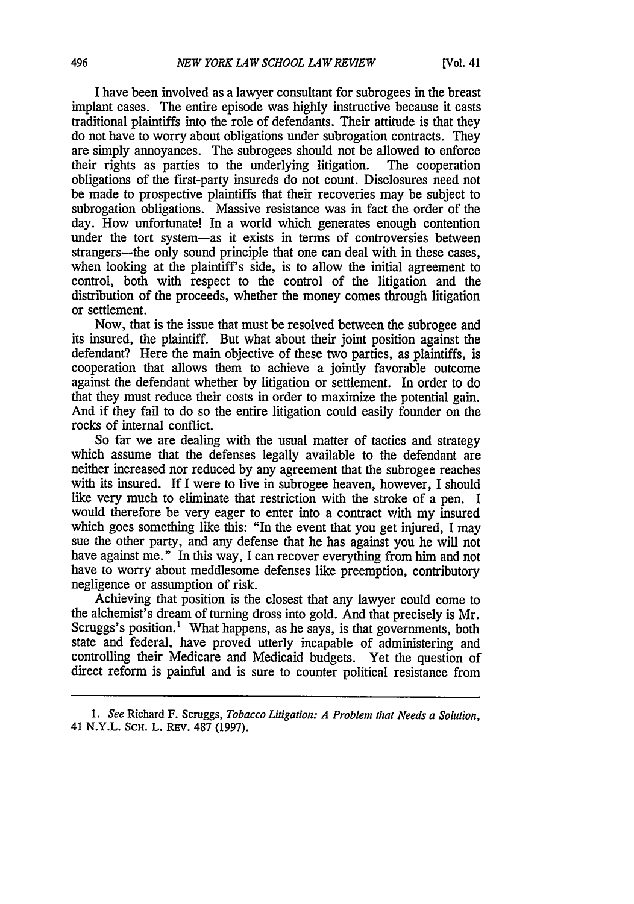I have been involved as a lawyer consultant for subrogees in the breast implant cases. The entire episode was highly instructive because it casts traditional plaintiffs into the role of defendants. Their attitude is that they do not have to worry about obligations under subrogation contracts. They are simply annoyances. The subrogees should not be allowed to enforce their rights as parties to the underlying litigation. The cooperation obligations of the first-party insureds do not count. Disclosures need not be made to prospective plaintiffs that their recoveries may be subject to subrogation obligations. Massive resistance was in fact the order of the day. How unfortunate! In a world which generates enough contention under the tort system—as it exists in terms of controversies between strangers—the only sound principle that one can deal with in these cases, when looking at the plaintiff's side, is to allow the initial agreement to control, both with respect to the control of the litigation and the distribution of the proceeds, whether the money comes through litigation or settlement.

Now, that is the issue that must be resolved between the subrogee and its insured, the plaintiff. But what about their joint position against the defendant? Here the main objective of these two parties, as plaintiffs, is cooperation that allows them to achieve a jointly favorable outcome against the defendant whether by litigation or settlement. In order to do that they must reduce their costs in order to maximize the potential gain. And if they fail to do so the entire litigation could easily founder on the rocks of internal conflict.

So far we are dealing with the usual matter of tactics and strategy which assume that the defenses legally available to the defendant are neither increased nor reduced by any agreement that the subrogee reaches with its insured. If I were to live in subrogee heaven, however, I should like very much to eliminate that restriction with the stroke of a pen. I would therefore be very eager to enter into a contract with my insured which goes something like this: "In the event that you get injured, I may sue the other party, and any defense that he has against you he will not have against me." In this way, I can recover everything from him and not have to worry about meddlesome defenses like preemption, contributory negligence or assumption of risk.

Achieving that position is the closest that any lawyer could come to the alchemist's dream of turning dross into gold. And that precisely is Mr. Scruggs's position.[1] What happens, as he says, is that governments, both state and federal, have proved utterly incapable of administering and controlling their Medicare and Medicaid budgets. Yet the question of direct reform is painful and is sure to counter political resistance from

---

1. *See* Richard F. Scruggs, *Tobacco Litigation: A Problem that Needs a Solution*, 41 N.Y.L. SCH. L. REV. 487 (1997).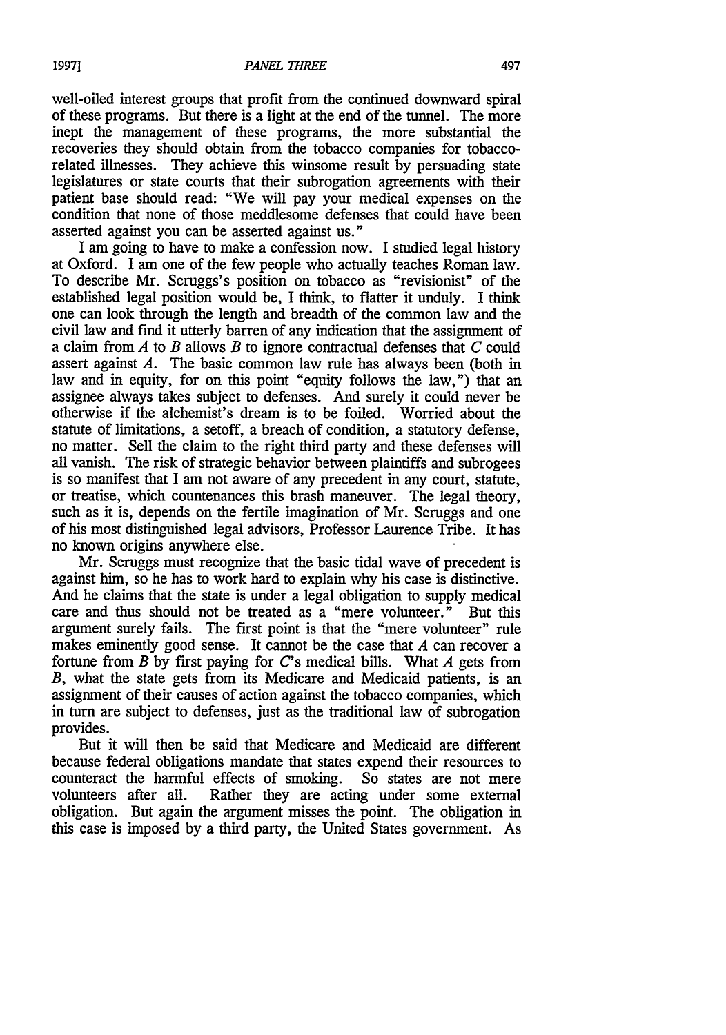well-oiled interest groups that profit from the continued downward spiral of these programs. But there is a light at the end of the tunnel. The more inept the management of these programs, the more substantial the recoveries they should obtain from the tobacco companies for tobacco-related illnesses. They achieve this winsome result by persuading state legislatures or state courts that their subrogation agreements with their patient base should read: "We will pay your medical expenses on the condition that none of those meddlesome defenses that could have been asserted against you can be asserted against us."

I am going to have to make a confession now. I studied legal history at Oxford. I am one of the few people who actually teaches Roman law. To describe Mr. Scruggs's position on tobacco as "revisionist" of the established legal position would be, I think, to flatter it unduly. I think one can look through the length and breadth of the common law and the civil law and find it utterly barren of any indication that the assignment of a claim from *A* to *B* allows *B* to ignore contractual defenses that *C* could assert against *A*. The basic common law rule has always been (both in law and in equity, for on this point "equity follows the law,") that an assignee always takes subject to defenses. And surely it could never be otherwise if the alchemist's dream is to be foiled. Worried about the statute of limitations, a setoff, a breach of condition, a statutory defense, no matter. Sell the claim to the right third party and these defenses will all vanish. The risk of strategic behavior between plaintiffs and subrogees is so manifest that I am not aware of any precedent in any court, statute, or treatise, which countenances this brash maneuver. The legal theory, such as it is, depends on the fertile imagination of Mr. Scruggs and one of his most distinguished legal advisors, Professor Laurence Tribe. It has no known origins anywhere else.

Mr. Scruggs must recognize that the basic tidal wave of precedent is against him, so he has to work hard to explain why his case is distinctive. And he claims that the state is under a legal obligation to supply medical care and thus should not be treated as a "mere volunteer." But this argument surely fails. The first point is that the "mere volunteer" rule makes eminently good sense. It cannot be the case that *A* can recover a fortune from *B* by first paying for *C*'s medical bills. What *A* gets from *B*, what the state gets from its Medicare and Medicaid patients, is an assignment of their causes of action against the tobacco companies, which in turn are subject to defenses, just as the traditional law of subrogation provides.

But it will then be said that Medicare and Medicaid are different because federal obligations mandate that states expend their resources to counteract the harmful effects of smoking. So states are not mere volunteers after all. Rather they are acting under some external obligation. But again the argument misses the point. The obligation in this case is imposed by a third party, the United States government. As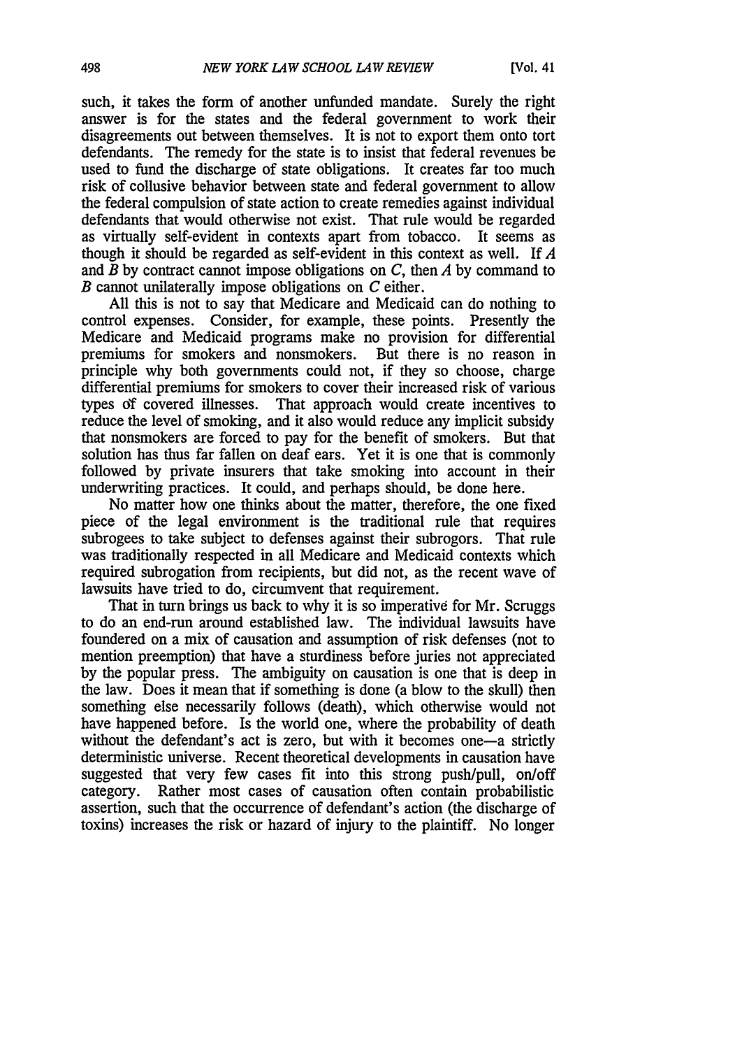such, it takes the form of another unfunded mandate. Surely the right answer is for the states and the federal government to work their disagreements out between themselves. It is not to export them onto tort defendants. The remedy for the state is to insist that federal revenues be used to fund the discharge of state obligations. It creates far too much risk of collusive behavior between state and federal government to allow the federal compulsion of state action to create remedies against individual defendants that would otherwise not exist. That rule would be regarded as virtually self-evident in contexts apart from tobacco. It seems as though it should be regarded as self-evident in this context as well. If *A* and *B* by contract cannot impose obligations on *C*, then *A* by command to *B* cannot unilaterally impose obligations on *C* either.

All this is not to say that Medicare and Medicaid can do nothing to control expenses. Consider, for example, these points. Presently the Medicare and Medicaid programs make no provision for differential premiums for smokers and nonsmokers. But there is no reason in principle why both governments could not, if they so choose, charge differential premiums for smokers to cover their increased risk of various types of covered illnesses. That approach would create incentives to reduce the level of smoking, and it also would reduce any implicit subsidy that nonsmokers are forced to pay for the benefit of smokers. But that solution has thus far fallen on deaf ears. Yet it is one that is commonly followed by private insurers that take smoking into account in their underwriting practices. It could, and perhaps should, be done here.

No matter how one thinks about the matter, therefore, the one fixed piece of the legal environment is the traditional rule that requires subrogees to take subject to defenses against their subrogors. That rule was traditionally respected in all Medicare and Medicaid contexts which required subrogation from recipients, but did not, as the recent wave of lawsuits have tried to do, circumvent that requirement.

That in turn brings us back to why it is so imperative for Mr. Scruggs to do an end-run around established law. The individual lawsuits have foundered on a mix of causation and assumption of risk defenses (not to mention preemption) that have a sturdiness before juries not appreciated by the popular press. The ambiguity on causation is one that is deep in the law. Does it mean that if something is done (a blow to the skull) then something else necessarily follows (death), which otherwise would not have happened before. Is the world one, where the probability of death without the defendant's act is zero, but with it becomes one—a strictly deterministic universe. Recent theoretical developments in causation have suggested that very few cases fit into this strong push/pull, on/off category. Rather most cases of causation often contain probabilistic assertion, such that the occurrence of defendant's action (the discharge of toxins) increases the risk or hazard of injury to the plaintiff. No longer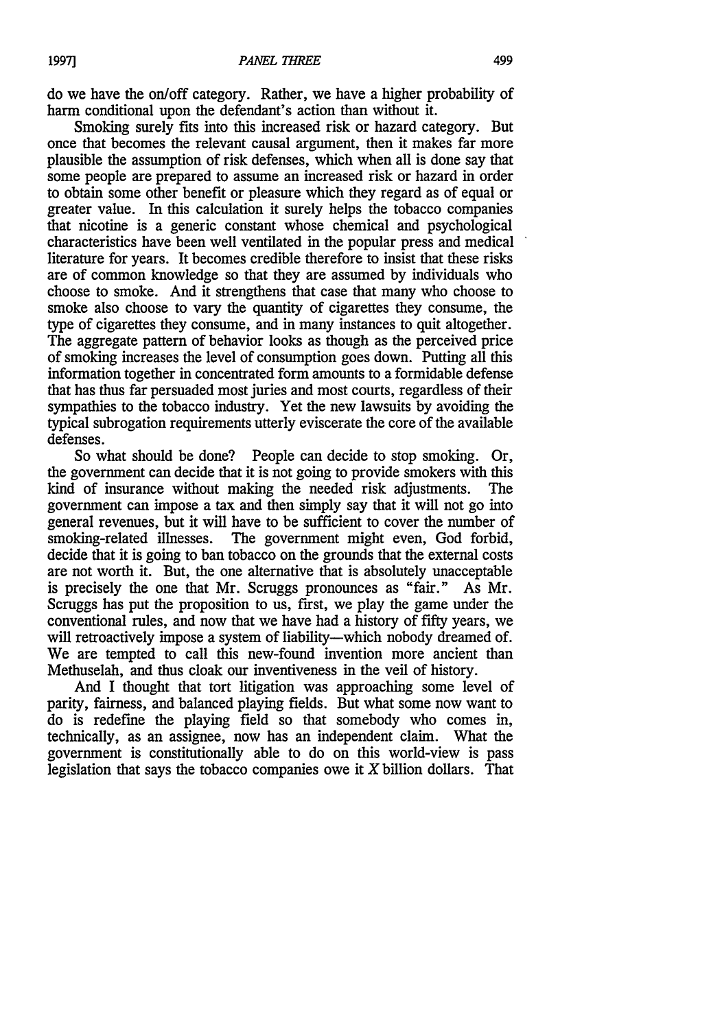do we have the on/off category. Rather, we have a higher probability of harm conditional upon the defendant's action than without it.

Smoking surely fits into this increased risk or hazard category. But once that becomes the relevant causal argument, then it makes far more plausible the assumption of risk defenses, which when all is done say that some people are prepared to assume an increased risk or hazard in order to obtain some other benefit or pleasure which they regard as of equal or greater value. In this calculation it surely helps the tobacco companies that nicotine is a generic constant whose chemical and psychological characteristics have been well ventilated in the popular press and medical literature for years. It becomes credible therefore to insist that these risks are of common knowledge so that they are assumed by individuals who choose to smoke. And it strengthens that case that many who choose to smoke also choose to vary the quantity of cigarettes they consume, the type of cigarettes they consume, and in many instances to quit altogether. The aggregate pattern of behavior looks as though as the perceived price of smoking increases the level of consumption goes down. Putting all this information together in concentrated form amounts to a formidable defense that has thus far persuaded most juries and most courts, regardless of their sympathies to the tobacco industry. Yet the new lawsuits by avoiding the typical subrogation requirements utterly eviscerate the core of the available defenses.

So what should be done? People can decide to stop smoking. Or, the government can decide that it is not going to provide smokers with this kind of insurance without making the needed risk adjustments. The government can impose a tax and then simply say that it will not go into general revenues, but it will have to be sufficient to cover the number of smoking-related illnesses. The government might even, God forbid, decide that it is going to ban tobacco on the grounds that the external costs are not worth it. But, the one alternative that is absolutely unacceptable is precisely the one that Mr. Scruggs pronounces as "fair." As Mr. Scruggs has put the proposition to us, first, we play the game under the conventional rules, and now that we have had a history of fifty years, we will retroactively impose a system of liability—which nobody dreamed of. We are tempted to call this new-found invention more ancient than Methuselah, and thus cloak our inventiveness in the veil of history.

And I thought that tort litigation was approaching some level of parity, fairness, and balanced playing fields. But what some now want to do is redefine the playing field so that somebody who comes in, technically, as an assignee, now has an independent claim. What the government is constitutionally able to do on this world-view is pass legislation that says the tobacco companies owe it *X* billion dollars. That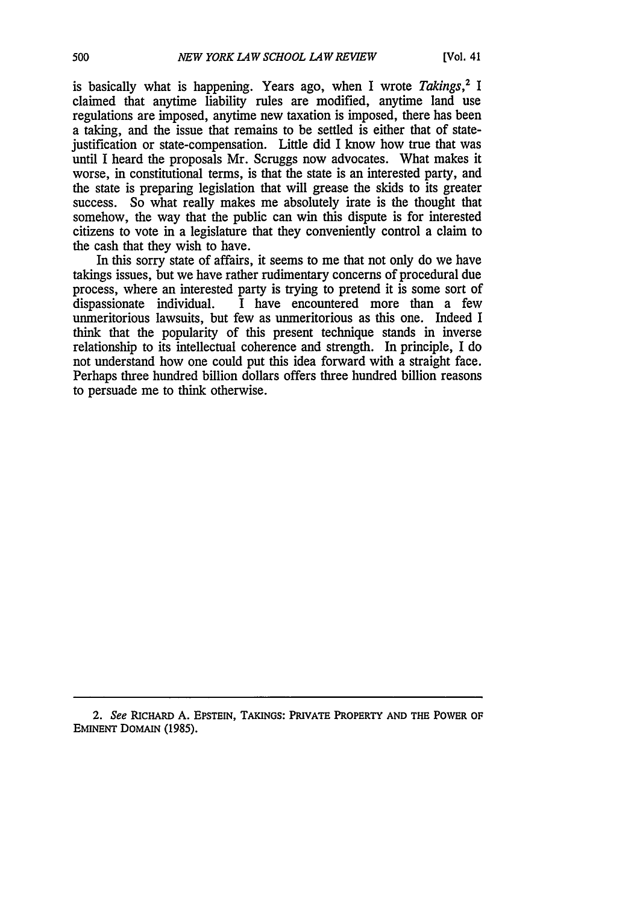is basically what is happening. Years ago, when I wrote *Takings*,[2] I claimed that anytime liability rules are modified, anytime land use regulations are imposed, anytime new taxation is imposed, there has been a taking, and the issue that remains to be settled is either that of state-justification or state-compensation. Little did I know how true that was until I heard the proposals Mr. Scruggs now advocates. What makes it worse, in constitutional terms, is that the state is an interested party, and the state is preparing legislation that will grease the skids to its greater success. So what really makes me absolutely irate is the thought that somehow, the way that the public can win this dispute is for interested citizens to vote in a legislature that they conveniently control a claim to the cash that they wish to have.

In this sorry state of affairs, it seems to me that not only do we have takings issues, but we have rather rudimentary concerns of procedural due process, where an interested party is trying to pretend it is some sort of dispassionate individual. I have encountered more than a few unmeritorious lawsuits, but few as unmeritorious as this one. Indeed I think that the popularity of this present technique stands in inverse relationship to its intellectual coherence and strength. In principle, I do not understand how one could put this idea forward with a straight face. Perhaps three hundred billion dollars offers three hundred billion reasons to persuade me to think otherwise.

---

2. *See* RICHARD A. EPSTEIN, TAKINGS: PRIVATE PROPERTY AND THE POWER OF EMINENT DOMAIN (1985).